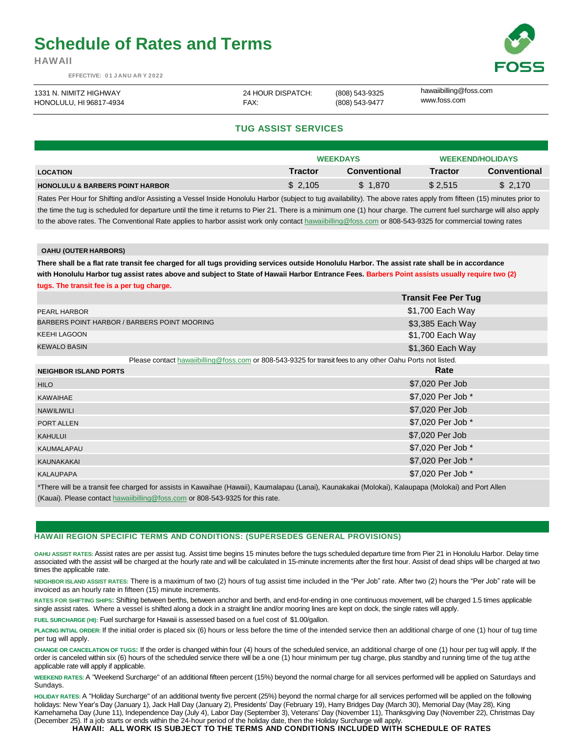# Schedule of Rates and Terms

**HAWAII**

EFFECTIVE: 01 JANUARY 2022

1331 N. NIMITZ HIGHWAY
HONOLULU, HI 96817-4934

24 HOUR DISPATCH: (808) 543-9325
FAX: (808) 543-9477

hawaiibilling@foss.com
www.foss.com

## TUG ASSIST SERVICES

| LOCATION | WEEKDAYS Tractor | WEEKDAYS Conventional | WEEKEND/HOLIDAYS Tractor | WEEKEND/HOLIDAYS Conventional |
|---|---|---|---|---|
| **HONOLULU & BARBERS POINT HARBOR** | $ 2,105 | $ 1,870 | $ 2,515 | $ 2,170 |

Rates Per Hour for Shifting and/or Assisting a Vessel Inside Honolulu Harbor (subject to tug availability). The above rates apply from fifteen (15) minutes prior to the time the tug is scheduled for departure until the time it returns to Pier 21. There is a minimum one (1) hour charge. The current fuel surcharge will also apply to the above rates. The Conventional Rate applies to harbor assist work only contact hawaiibilling@foss.com or 808-543-9325 for commercial towing rates

**OAHU (OUTER HARBORS)**

**There shall be a flat rate transit fee charged for all tugs providing services outside Honolulu Harbor. The assist rate shall be in accordance with Honolulu Harbor tug assist rates above and subject to State of Hawaii Harbor Entrance Fees. Barbers Point assists usually require two (2) tugs. The transit fee is a per tug charge.**

| | Transit Fee Per Tug |
|---|---|
| PEARL HARBOR | $1,700 Each Way |
| BARBERS POINT HARBOR / BARBERS POINT MOORING | $3,385 Each Way |
| KEEHI LAGOON | $1,700 Each Way |
| KEWALO BASIN | $1,360 Each Way |

Please contact hawaiibilling@foss.com or 808-543-9325 for transit fees to any other Oahu Ports not listed.

| NEIGHBOR ISLAND PORTS | Rate |
|---|---|
| HILO | $7,020 Per Job |
| KAWAIHAE | $7,020 Per Job * |
| NAWILIWILI | $7,020 Per Job |
| PORT ALLEN | $7,020 Per Job * |
| KAHULUI | $7,020 Per Job |
| KAUMALAPAU | $7,020 Per Job * |
| KAUNAKAKAI | $7,020 Per Job * |
| KALAUPAPA | $7,020 Per Job * |

*There will be a transit fee charged for assists in Kawaihae (Hawaii), Kaumalapau (Lanai), Kaunakakai (Molokai), Kalaupapa (Molokai) and Port Allen (Kauai). Please contact hawaiibilling@foss.com or 808-543-9325 for this rate.

### HAWAII REGION SPECIFIC TERMS AND CONDITIONS: (SUPERSEDES GENERAL PROVISIONS)

**OAHU ASSIST RATES:** Assist rates are per assist tug. Assist time begins 15 minutes before the tugs scheduled departure time from Pier 21 in Honolulu Harbor. Delay time associated with the assist will be charged at the hourly rate and will be calculated in 15-minute increments after the first hour. Assist of dead ships will be charged at two times the applicable rate.

**NEIGHBOR ISLAND ASSIST RATES:** There is a maximum of two (2) hours of tug assist time included in the "Per Job" rate. After two (2) hours the "Per Job" rate will be invoiced as an hourly rate in fifteen (15) minute increments.

**RATES FOR SHIFTING SHIPS:** Shifting between berths, between anchor and berth, and end-for-ending in one continuous movement, will be charged 1.5 times applicable single assist rates. Where a vessel is shifted along a dock in a straight line and/or mooring lines are kept on dock, the single rates will apply.

**FUEL SURCHARGE (HI):** Fuel surcharge for Hawaii is assessed based on a fuel cost of $1.00/gallon.

**PLACING INTIAL ORDER:** If the initial order is placed six (6) hours or less before the time of the intended service then an additional charge of one (1) hour of tug time per tug will apply.

**CHANGE OR CANCELATION OF TUGS:** If the order is changed within four (4) hours of the scheduled service, an additional charge of one (1) hour per tug will apply. If the order is canceled within six (6) hours of the scheduled service there will be a one (1) hour minimum per tug charge, plus standby and running time of the tug atthe applicable rate will apply if applicable.

**WEEKEND RATES:** A "Weekend Surcharge" of an additional fifteen percent (15%) beyond the normal charge for all services performed will be applied on Saturdays and Sundays.

**HOLIDAY RATES:** A "Holiday Surcharge" of an additional twenty five percent (25%) beyond the normal charge for all services performed will be applied on the following holidays: New Year's Day (January 1), Jack Hall Day (January 2), Presidents' Day (February 19), Harry Bridges Day (March 30), Memorial Day (May 28), King Kamehameha Day (June 11), Independence Day (July 4), Labor Day (September 3), Veterans' Day (November 11), Thanksgiving Day (November 22), Christmas Day (December 25). If a job starts or ends within the 24-hour period of the holiday date, then the Holiday Surcharge will apply.

**HAWAII: ALL WORK IS SUBJECT TO THE TERMS AND CONDITIONS INCLUDED WITH SCHEDULE OF RATES**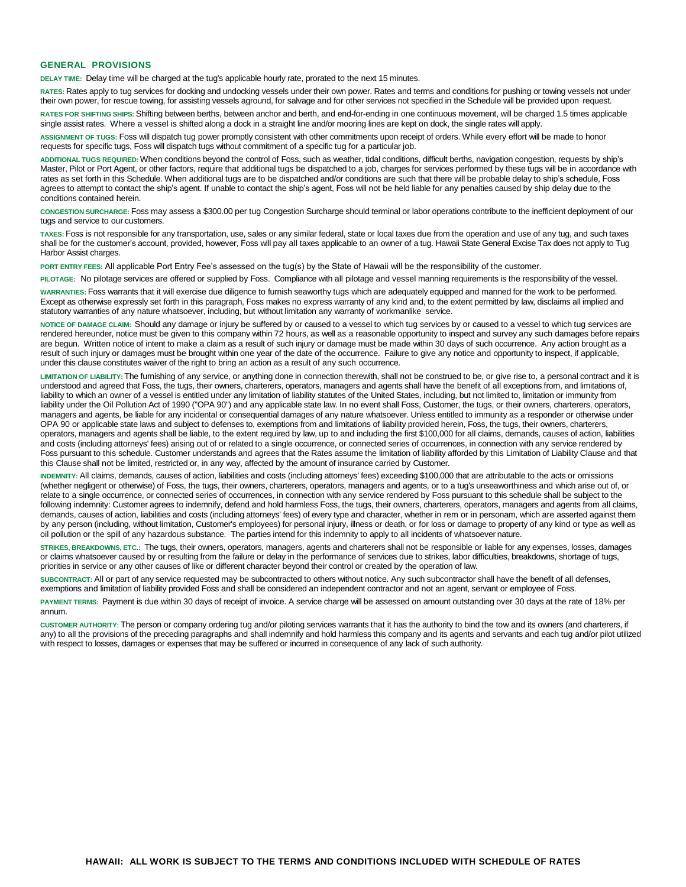## GENERAL PROVISIONS

**DELAY TIME:** Delay time will be charged at the tug's applicable hourly rate, prorated to the next 15 minutes.

**RATES:** Rates apply to tug services for docking and undocking vessels under their own power. Rates and terms and conditions for pushing or towing vessels not under their own power, for rescue towing, for assisting vessels aground, for salvage and for other services not specified in the Schedule will be provided upon request.

**RATES FOR SHIFTING SHIPS:** Shifting between berths, between anchor and berth, and end-for-ending in one continuous movement, will be charged 1.5 times applicable single assist rates. Where a vessel is shifted along a dock in a straight line and/or mooring lines are kept on dock, the single rates will apply.

**ASSIGNMENT OF TUGS:** Foss will dispatch tug power promptly consistent with other commitments upon receipt of orders. While every effort will be made to honor requests for specific tugs, Foss will dispatch tugs without commitment of a specific tug for a particular job.

**ADDITIONAL TUGS REQUIRED:** When conditions beyond the control of Foss, such as weather, tidal conditions, difficult berths, navigation congestion, requests by ship's Master, Pilot or Port Agent, or other factors, require that additional tugs be dispatched to a job, charges for services performed by these tugs will be in accordance with rates as set forth in this Schedule. When additional tugs are to be dispatched and/or conditions are such that there will be probable delay to ship's schedule, Foss agrees to attempt to contact the ship's agent. If unable to contact the ship's agent, Foss will not be held liable for any penalties caused by ship delay due to the conditions contained herein.

**CONGESTION SURCHARGE:** Foss may assess a $300.00 per tug Congestion Surcharge should terminal or labor operations contribute to the inefficient deployment of our tugs and service to our customers.

**TAXES:** Foss is not responsible for any transportation, use, sales or any similar federal, state or local taxes due from the operation and use of any tug, and such taxes shall be for the customer's account, provided, however, Foss will pay all taxes applicable to an owner of a tug. Hawaii State General Excise Tax does not apply to Tug Harbor Assist charges.

**PORT ENTRY FEES:** All applicable Port Entry Fee's assessed on the tug(s) by the State of Hawaii will be the responsibility of the customer.

**PILOTAGE:** No pilotage services are offered or supplied by Foss. Compliance with all pilotage and vessel manning requirements is the responsibility of the vessel.

**WARRANTIES:** Foss warrants that it will exercise due diligence to furnish seaworthy tugs which are adequately equipped and manned for the work to be performed. Except as otherwise expressly set forth in this paragraph, Foss makes no express warranty of any kind and, to the extent permitted by law, disclaims all implied and statutory warranties of any nature whatsoever, including, but without limitation any warranty of workmanlike service.

**NOTICE OF DAMAGE CLAIM:** Should any damage or injury be suffered by or caused to a vessel to which tug services by or caused to a vessel to which tug services are rendered hereunder, notice must be given to this company within 72 hours, as well as a reasonable opportunity to inspect and survey any such damages before repairs are begun. Written notice of intent to make a claim as a result of such injury or damage must be made within 30 days of such occurrence. Any action brought as a result of such injury or damages must be brought within one year of the date of the occurrence. Failure to give any notice and opportunity to inspect, if applicable, under this clause constitutes waiver of the right to bring an action as a result of any such occurrence.

**LIMITATION OF LIABILITY:** The furnishing of any service, or anything done in connection therewith, shall not be construed to be, or give rise to, a personal contract and it is understood and agreed that Foss, the tugs, their owners, charterers, operators, managers and agents shall have the benefit of all exceptions from, and limitations of, liability to which an owner of a vessel is entitled under any limitation of liability statutes of the United States, including, but not limited to, limitation or immunity from liability under the Oil Pollution Act of 1990 ("OPA 90") and any applicable state law. In no event shall Foss, Customer, the tugs, or their owners, charterers, operators, managers and agents, be liable for any incidental or consequential damages of any nature whatsoever. Unless entitled to immunity as a responder or otherwise under OPA 90 or applicable state laws and subject to defenses to, exemptions from and limitations of liability provided herein, Foss, the tugs, their owners, charterers, operators, managers and agents shall be liable, to the extent required by law, up to and including the first $100,000 for all claims, demands, causes of action, liabilities and costs (including attorneys' fees) arising out of or related to a single occurrence, or connected series of occurrences, in connection with any service rendered by Foss pursuant to this schedule. Customer understands and agrees that the Rates assume the limitation of liability afforded by this Limitation of Liability Clause and that this Clause shall not be limited, restricted or, in any way, affected by the amount of insurance carried by Customer.

**INDEMNITY:** All claims, demands, causes of action, liabilities and costs (including attorneys' fees) exceeding $100,000 that are attributable to the acts or omissions (whether negligent or otherwise) of Foss, the tugs, their owners, charterers, operators, managers and agents, or to a tug's unseaworthiness and which arise out of, or relate to a single occurrence, or connected series of occurrences, in connection with any service rendered by Foss pursuant to this schedule shall be subject to the following indemnity: Customer agrees to indemnify, defend and hold harmless Foss, the tugs, their owners, charterers, operators, managers and agents from all claims, demands, causes of action, liabilities and costs (including attorneys' fees) of every type and character, whether in rem or in personam, which are asserted against them by any person (including, without limitation, Customer's employees) for personal injury, illness or death, or for loss or damage to property of any kind or type as well as oil pollution or the spill of any hazardous substance. The parties intend for this indemnity to apply to all incidents of whatsoever nature.

**STRIKES, BREAKDOWNS, ETC.:** The tugs, their owners, operators, managers, agents and charterers shall not be responsible or liable for any expenses, losses, damages or claims whatsoever caused by or resulting from the failure or delay in the performance of services due to strikes, labor difficulties, breakdowns, shortage of tugs, priorities in service or any other causes of like or different character beyond their control or created by the operation of law.

**SUBCONTRACT:** All or part of any service requested may be subcontracted to others without notice. Any such subcontractor shall have the benefit of all defenses, exemptions and limitation of liability provided Foss and shall be considered an independent contractor and not an agent, servant or employee of Foss.

**PAYMENT TERMS:** Payment is due within 30 days of receipt of invoice. A service charge will be assessed on amount outstanding over 30 days at the rate of 18% per annum.

**CUSTOMER AUTHORITY:** The person or company ordering tug and/or piloting services warrants that it has the authority to bind the tow and its owners (and charterers, if any) to all the provisions of the preceding paragraphs and shall indemnify and hold harmless this company and its agents and servants and each tug and/or pilot utilized with respect to losses, damages or expenses that may be suffered or incurred in consequence of any lack of such authority.

**HAWAII: ALL WORK IS SUBJECT TO THE TERMS AND CONDITIONS INCLUDED WITH SCHEDULE OF RATES**